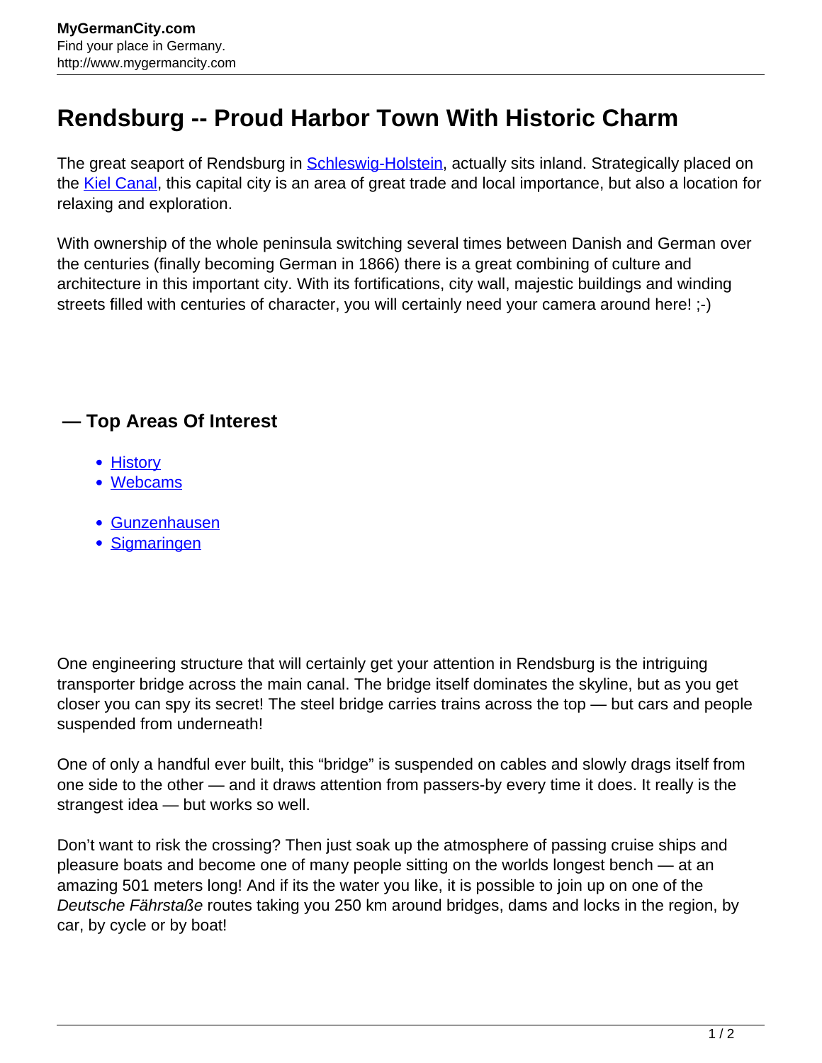# Rendsburg -- Proud Harbor Town With Historic Charm

The great seaport of Rendsburg in Schleswig-Holstein, actually sits inland. Strategically placed on the Kiel Canal, this capital city is an area of great trade and local importance, but also a location for relaxing and exploration.

With ownership of the whole peninsula switching several times between Danish and German over the centuries (finally becoming German in 1866) there is a great combining of culture and architecture in this important city. With its fortifications, city wall, majestic buildings and winding streets filled with centuries of character, you will certainly need your camera around here! ;-)

## — Top Areas Of Interest

- History
- Webcams

- Gunzenhausen
- Sigmaringen

One engineering structure that will certainly get your attention in Rendsburg is the intriguing transporter bridge across the main canal. The bridge itself dominates the skyline, but as you get closer you can spy its secret! The steel bridge carries trains across the top — but cars and people suspended from underneath!

One of only a handful ever built, this "bridge" is suspended on cables and slowly drags itself from one side to the other — and it draws attention from passers-by every time it does. It really is the strangest idea — but works so well.

Don't want to risk the crossing? Then just soak up the atmosphere of passing cruise ships and pleasure boats and become one of many people sitting on the worlds longest bench — at an amazing 501 meters long! And if its the water you like, it is possible to join up on one of the *Deutsche Fährstaße* routes taking you 250 km around bridges, dams and locks in the region, by car, by cycle or by boat!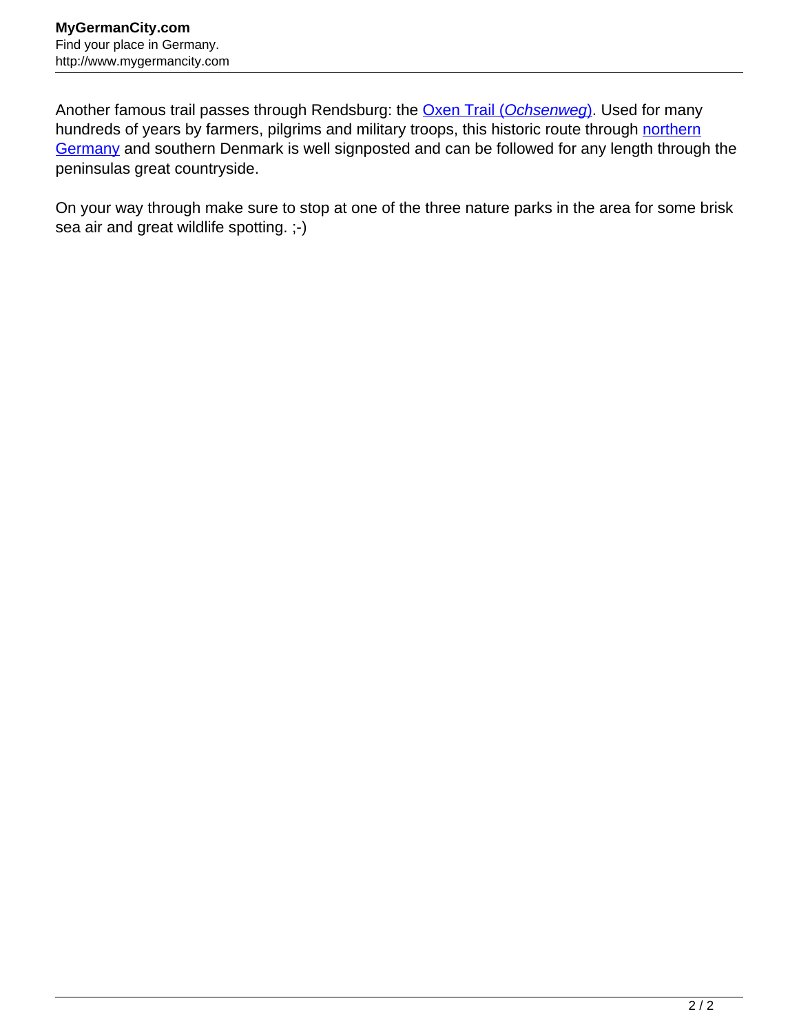Another famous trail passes through Rendsburg: the Oxen Trail (*Ochsenweg*). Used for many hundreds of years by farmers, pilgrims and military troops, this historic route through northern Germany and southern Denmark is well signposted and can be followed for any length through the peninsulas great countryside.

On your way through make sure to stop at one of the three nature parks in the area for some brisk sea air and great wildlife spotting. ;-)